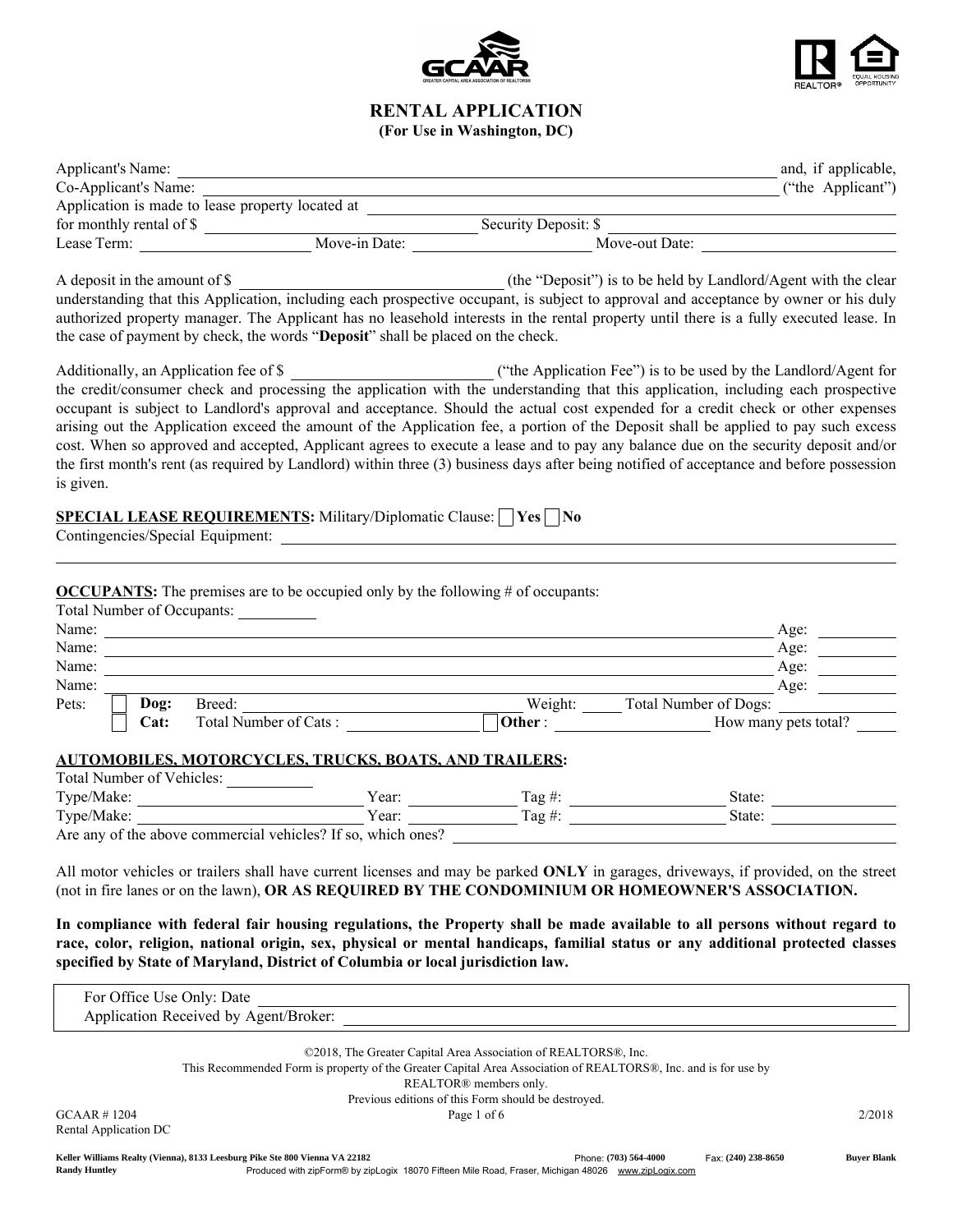# RENTAL APPLICATION
**(For Use in Washington, DC)**

Applicant's Name: ______________________________ and, if applicable,
Co-Applicant's Name: ______________________________ ("the Applicant")
Application is made to lease property located at ______________________________
for monthly rental of $ ______________ Security Deposit: $ ______________
Lease Term: ______________ Move-in Date: ______________ Move-out Date: ______________

A deposit in the amount of $ ______________ (the "Deposit") is to be held by Landlord/Agent with the clear understanding that this Application, including each prospective occupant, is subject to approval and acceptance by owner or his duly authorized property manager. The Applicant has no leasehold interests in the rental property until there is a fully executed lease. In the case of payment by check, the words "**Deposit**" shall be placed on the check.

Additionally, an Application fee of $ ______________ ("the Application Fee") is to be used by the Landlord/Agent for the credit/consumer check and processing the application with the understanding that this application, including each prospective occupant is subject to Landlord's approval and acceptance. Should the actual cost expended for a credit check or other expenses arising out the Application exceed the amount of the Application fee, a portion of the Deposit shall be applied to pay such excess cost. When so approved and accepted, Applicant agrees to execute a lease and to pay any balance due on the security deposit and/or the first month's rent (as required by Landlord) within three (3) business days after being notified of acceptance and before possession is given.

**SPECIAL LEASE REQUIREMENTS:** Military/Diplomatic Clause: ☐ **Yes** ☐ **No**
Contingencies/Special Equipment: ______________________________

**OCCUPANTS:** The premises are to be occupied only by the following # of occupants:
Total Number of Occupants: __________
Name: ______________________________ Age: __________
Name: ______________________________ Age: __________
Name: ______________________________ Age: __________
Name: ______________________________ Age: __________
Pets: ☐ **Dog:** Breed: ______________ Weight: ______ Total Number of Dogs: ______
☐ **Cat:** Total Number of Cats : ______________ ☐ **Other** : ______________ How many pets total? ______

**AUTOMOBILES, MOTORCYCLES, TRUCKS, BOATS, AND TRAILERS:**
Total Number of Vehicles: __________
Type/Make: ______________ Year: ______ Tag #: ______________ State: ______
Type/Make: ______________ Year: ______ Tag #: ______________ State: ______
Are any of the above commercial vehicles? If so, which ones? ______________

All motor vehicles or trailers shall have current licenses and may be parked **ONLY** in garages, driveways, if provided, on the street (not in fire lanes or on the lawn), **OR AS REQUIRED BY THE CONDOMINIUM OR HOMEOWNER'S ASSOCIATION.**

**In compliance with federal fair housing regulations, the Property shall be made available to all persons without regard to race, color, religion, national origin, sex, physical or mental handicaps, familial status or any additional protected classes specified by State of Maryland, District of Columbia or local jurisdiction law.**

For Office Use Only: Date ______________________________
Application Received by Agent/Broker: ______________________________

©2018, The Greater Capital Area Association of REALTORS®, Inc.
This Recommended Form is property of the Greater Capital Area Association of REALTORS®, Inc. and is for use by REALTOR® members only.
Previous editions of this Form should be destroyed.

GCAAR # 1204 Rental Application DC — 2/2018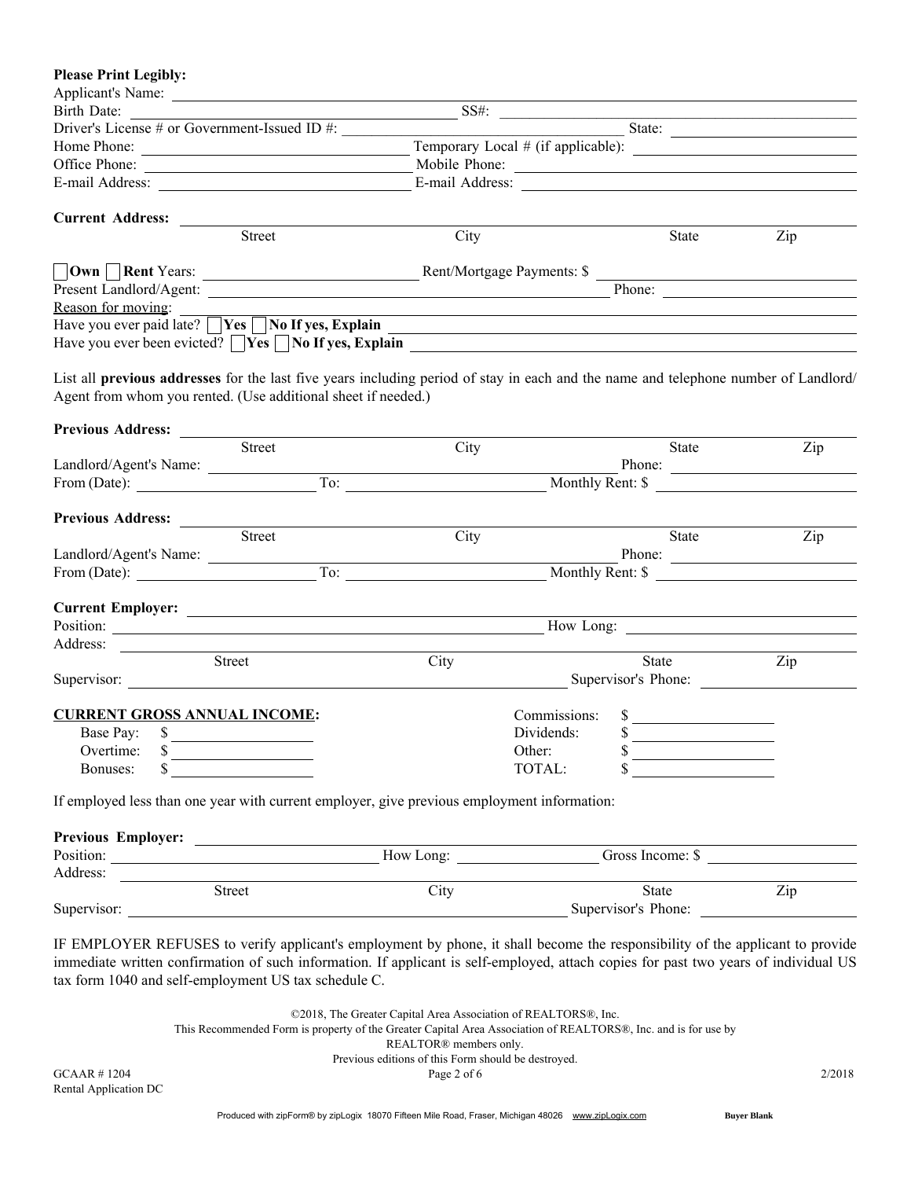**Please Print Legibly:**

Applicant's Name: ______________________________

Birth Date: ______________________ SS#: ______________________

Driver's License # or Government-Issued ID #: ______________________ State: ______________

Home Phone: ______________________ Temporary Local # (if applicable): ______________________

Office Phone: ______________________ Mobile Phone: ______________________

E-mail Address: ______________________ E-mail Address: ______________________

**Current Address:** ______________________________

Street City State Zip

☐ **Own** ☐ **Rent** Years: ______________ Rent/Mortgage Payments: $ ______________

Present Landlord/Agent: ______________________ Phone: ______________

Reason for moving: ______________________________

Have you ever paid late? ☐ **Yes** ☐ **No If yes, Explain** ______________________________

Have you ever been evicted? ☐ **Yes** ☐ **No If yes, Explain** ______________________________

List all **previous addresses** for the last five years including period of stay in each and the name and telephone number of Landlord/Agent from whom you rented. (Use additional sheet if needed.)

**Previous Address:** ______________________________

Street City State Zip

Landlord/Agent's Name: ______________________ Phone: ______________

From (Date): ______________ To: ______________ Monthly Rent: $ ______________

**Previous Address:** ______________________________

Street City State Zip

Landlord/Agent's Name: ______________________ Phone: ______________

From (Date): ______________ To: ______________ Monthly Rent: $ ______________

**Current Employer:** ______________________________

Position: ______________________ How Long: ______________

Address: ______________________________

Street City State Zip

Supervisor: ______________________ Supervisor's Phone: ______________

**CURRENT GROSS ANNUAL INCOME:**

| | | | |
|---|---|---|---|
| Base Pay: | $ ______________ | Commissions: | $ ______________ |
| Overtime: | $ ______________ | Dividends: | $ ______________ |
| Bonuses: | $ ______________ | Other: | $ ______________ |
| | | TOTAL: | $ ______________ |

If employed less than one year with current employer, give previous employment information:

**Previous Employer:** ______________________________

Position: ______________ How Long: ______________ Gross Income: $ ______________

Address: ______________________________

Street City State Zip

Supervisor: ______________________ Supervisor's Phone: ______________

IF EMPLOYER REFUSES to verify applicant's employment by phone, it shall become the responsibility of the applicant to provide immediate written confirmation of such information. If applicant is self-employed, attach copies for past two years of individual US tax form 1040 and self-employment US tax schedule C.

©2018, The Greater Capital Area Association of REALTORS®, Inc.
This Recommended Form is property of the Greater Capital Area Association of REALTORS®, Inc. and is for use by REALTOR® members only.
Previous editions of this Form should be destroyed.

GCAAR # 1204
Rental Application DC
2/2018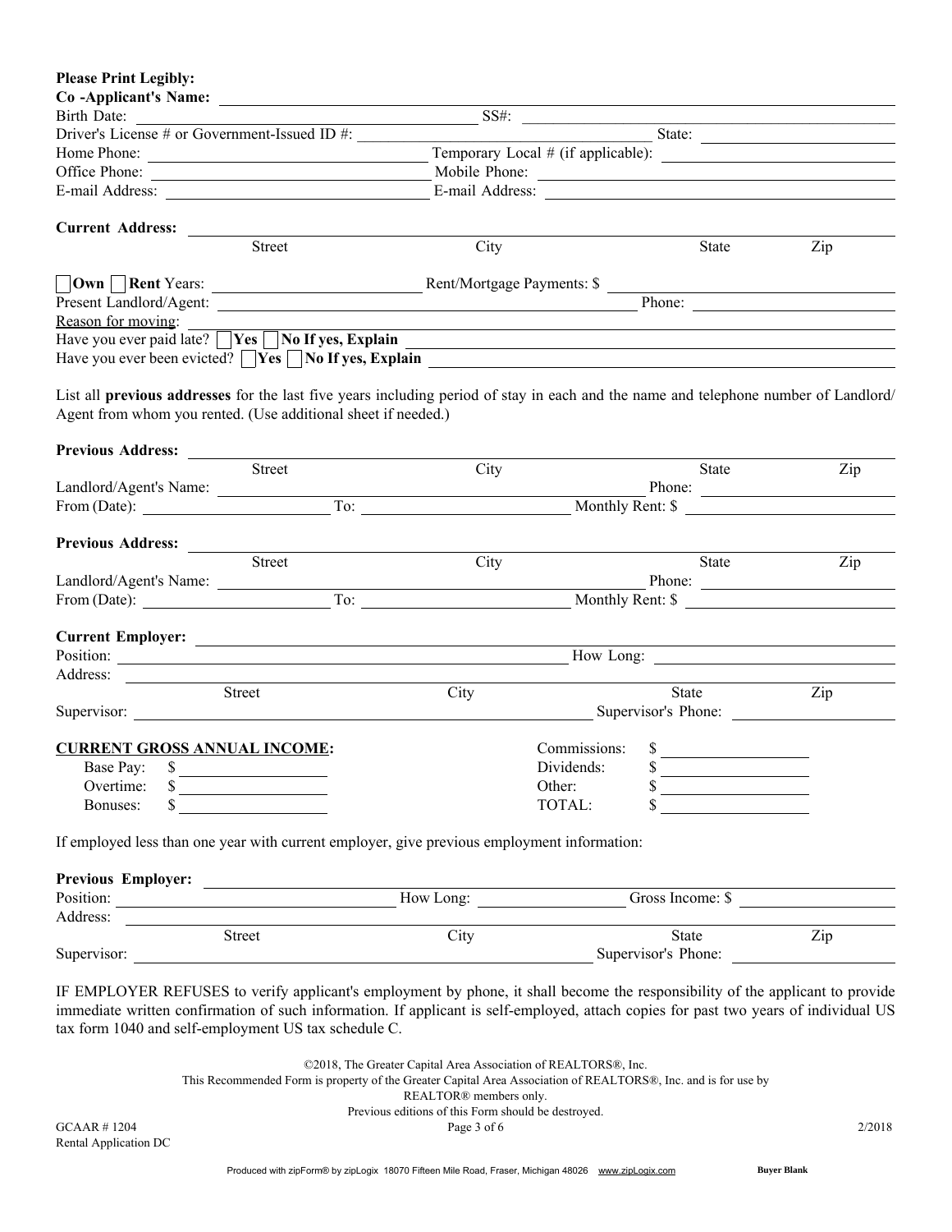**Please Print Legibly:**

**Co -Applicant's Name:** ______________________________

Birth Date: ______________________________ SS#: ______________________________

Driver's License # or Government-Issued ID #: ______________________________ State: ______________

Home Phone: ______________________________ Temporary Local # (if applicable): ______________________________

Office Phone: ______________________________ Mobile Phone: ______________________________

E-mail Address: ______________________________ E-mail Address: ______________________________

**Current Address:** ______________________________

Street City State Zip

☐ **Own** ☐ **Rent** Years: ______________________________ Rent/Mortgage Payments: $ ______________________________

Present Landlord/Agent: ______________________________ Phone: ______________________________

Reason for moving: ______________________________

Have you ever paid late? ☐ **Yes** ☐ **No If yes, Explain** ______________________________

Have you ever been evicted? ☐ **Yes** ☐ **No If yes, Explain** ______________________________

List all **previous addresses** for the last five years including period of stay in each and the name and telephone number of Landlord/ Agent from whom you rented. (Use additional sheet if needed.)

**Previous Address:** ______________________________

Street City State Zip

Landlord/Agent's Name: ______________________________ Phone: ______________________________

From (Date): ______________ To: ______________ Monthly Rent: $ ______________

**Previous Address:** ______________________________

Street City State Zip

Landlord/Agent's Name: ______________________________ Phone: ______________________________

From (Date): ______________ To: ______________ Monthly Rent: $ ______________

**Current Employer:** ______________________________

Position: ______________________________ How Long: ______________________________

Address: ______________________________

Street City State Zip

Supervisor: ______________________________ Supervisor's Phone: ______________________________

**CURRENT GROSS ANNUAL INCOME:**

| | | | |
|---|---|---|---|
| Base Pay: | $ ______________ | Commissions: | $ ______________ |
| Overtime: | $ ______________ | Dividends: | $ ______________ |
| Bonuses: | $ ______________ | Other: | $ ______________ |
| | | TOTAL: | $ ______________ |

If employed less than one year with current employer, give previous employment information:

**Previous Employer:** ______________________________

Position: ______________________________ How Long: ______________ Gross Income: $ ______________

Address: ______________________________

Street City State Zip

Supervisor: ______________________________ Supervisor's Phone: ______________________________

IF EMPLOYER REFUSES to verify applicant's employment by phone, it shall become the responsibility of the applicant to provide immediate written confirmation of such information. If applicant is self-employed, attach copies for past two years of individual US tax form 1040 and self-employment US tax schedule C.

©2018, The Greater Capital Area Association of REALTORS®, Inc.
This Recommended Form is property of the Greater Capital Area Association of REALTORS®, Inc. and is for use by REALTOR® members only.
Previous editions of this Form should be destroyed.

GCAAR # 1204
Rental Application DC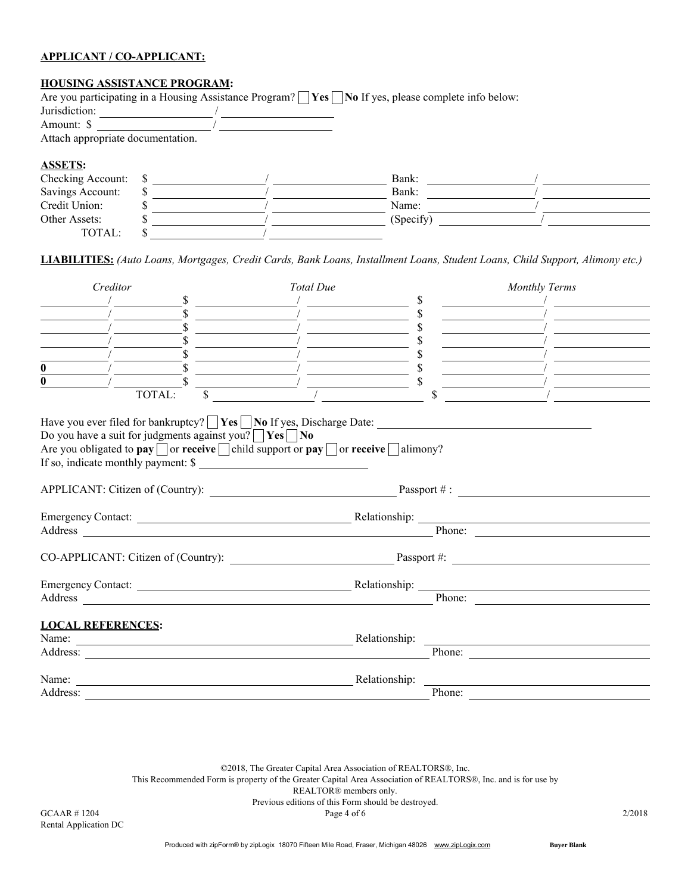**APPLICANT / CO-APPLICANT:**

**HOUSING ASSISTANCE PROGRAM:**

Are you participating in a Housing Assistance Program? ☐ **Yes** ☐ **No** If yes, please complete info below:

Jurisdiction: \_\_\_\_\_\_\_\_\_\_\_\_\_\_\_\_\_\_\_\_ / \_\_\_\_\_\_\_\_\_\_\_\_\_\_\_\_\_\_\_\_

Amount: $ \_\_\_\_\_\_\_\_\_\_\_\_\_\_\_\_\_\_\_\_ / \_\_\_\_\_\_\_\_\_\_\_\_\_\_\_\_\_\_\_\_

Attach appropriate documentation.

**ASSETS:**

| | | | | |
|---|---|---|---|---|
| Checking Account: | $ \_\_\_\_\_\_\_\_\_\_ / \_\_\_\_\_\_\_\_\_\_ | Bank: | \_\_\_\_\_\_\_\_\_\_ / \_\_\_\_\_\_\_\_\_\_ |
| Savings Account: | $ \_\_\_\_\_\_\_\_\_\_ / \_\_\_\_\_\_\_\_\_\_ | Bank: | \_\_\_\_\_\_\_\_\_\_ / \_\_\_\_\_\_\_\_\_\_ |
| Credit Union: | $ \_\_\_\_\_\_\_\_\_\_ / \_\_\_\_\_\_\_\_\_\_ | Name: | \_\_\_\_\_\_\_\_\_\_ / \_\_\_\_\_\_\_\_\_\_ |
| Other Assets: | $ \_\_\_\_\_\_\_\_\_\_ / \_\_\_\_\_\_\_\_\_\_ | (Specify) | \_\_\_\_\_\_\_\_\_\_ / \_\_\_\_\_\_\_\_\_\_ |
| TOTAL: | $ \_\_\_\_\_\_\_\_\_\_ / \_\_\_\_\_\_\_\_\_\_ | | |

**LIABILITIES:** *(Auto Loans, Mortgages, Credit Cards, Bank Loans, Installment Loans, Student Loans, Child Support, Alimony etc.)*

| *Creditor* | *Total Due* | *Monthly Terms* |
|---|---|---|
| \_\_\_\_\_ / \_\_\_\_\_ | $ \_\_\_\_\_ / \_\_\_\_\_ | $ \_\_\_\_\_ / \_\_\_\_\_ |
| \_\_\_\_\_ / \_\_\_\_\_ | $ \_\_\_\_\_ / \_\_\_\_\_ | $ \_\_\_\_\_ / \_\_\_\_\_ |
| \_\_\_\_\_ / \_\_\_\_\_ | $ \_\_\_\_\_ / \_\_\_\_\_ | $ \_\_\_\_\_ / \_\_\_\_\_ |
| \_\_\_\_\_ / \_\_\_\_\_ | $ \_\_\_\_\_ / \_\_\_\_\_ | $ \_\_\_\_\_ / \_\_\_\_\_ |
| \_\_\_\_\_ / \_\_\_\_\_ | $ \_\_\_\_\_ / \_\_\_\_\_ | $ \_\_\_\_\_ / \_\_\_\_\_ |
| **0** / \_\_\_\_\_ | $ \_\_\_\_\_ / \_\_\_\_\_ | $ \_\_\_\_\_ / \_\_\_\_\_ |
| **0** / \_\_\_\_\_ | $ \_\_\_\_\_ / \_\_\_\_\_ | $ \_\_\_\_\_ / \_\_\_\_\_ |
| TOTAL: | $ \_\_\_\_\_ / \_\_\_\_\_ | $ \_\_\_\_\_ / \_\_\_\_\_ |

Have you ever filed for bankruptcy? ☐ **Yes** ☐ **No** If yes, Discharge Date: \_\_\_\_\_\_\_\_\_\_\_\_\_\_\_\_\_\_\_\_

Do you have a suit for judgments against you? ☐ **Yes** ☐ **No**

Are you obligated to **pay** ☐ or **receive** ☐ child support or **pay** ☐ or **receive** ☐ alimony?

If so, indicate monthly payment: $ \_\_\_\_\_\_\_\_\_\_\_\_\_\_\_\_\_\_\_\_

APPLICANT: Citizen of (Country): \_\_\_\_\_\_\_\_\_\_\_\_\_\_\_\_\_\_\_\_ Passport # : \_\_\_\_\_\_\_\_\_\_\_\_\_\_\_\_\_\_\_\_

Emergency Contact: \_\_\_\_\_\_\_\_\_\_\_\_\_\_\_\_\_\_\_\_ Relationship: \_\_\_\_\_\_\_\_\_\_\_\_\_\_\_\_\_\_\_\_

Address \_\_\_\_\_\_\_\_\_\_\_\_\_\_\_\_\_\_\_\_ Phone: \_\_\_\_\_\_\_\_\_\_\_\_\_\_\_\_\_\_\_\_

CO-APPLICANT: Citizen of (Country): \_\_\_\_\_\_\_\_\_\_\_\_\_\_\_\_\_\_\_\_ Passport #: \_\_\_\_\_\_\_\_\_\_\_\_\_\_\_\_\_\_\_\_

Emergency Contact: \_\_\_\_\_\_\_\_\_\_\_\_\_\_\_\_\_\_\_\_ Relationship: \_\_\_\_\_\_\_\_\_\_\_\_\_\_\_\_\_\_\_\_

Address \_\_\_\_\_\_\_\_\_\_\_\_\_\_\_\_\_\_\_\_ Phone: \_\_\_\_\_\_\_\_\_\_\_\_\_\_\_\_\_\_\_\_

**LOCAL REFERENCES:**

Name: \_\_\_\_\_\_\_\_\_\_\_\_\_\_\_\_\_\_\_\_ Relationship: \_\_\_\_\_\_\_\_\_\_\_\_\_\_\_\_\_\_\_\_

Address: \_\_\_\_\_\_\_\_\_\_\_\_\_\_\_\_\_\_\_\_ Phone: \_\_\_\_\_\_\_\_\_\_\_\_\_\_\_\_\_\_\_\_

Name: \_\_\_\_\_\_\_\_\_\_\_\_\_\_\_\_\_\_\_\_ Relationship: \_\_\_\_\_\_\_\_\_\_\_\_\_\_\_\_\_\_\_\_

Address: \_\_\_\_\_\_\_\_\_\_\_\_\_\_\_\_\_\_\_\_ Phone: \_\_\_\_\_\_\_\_\_\_\_\_\_\_\_\_\_\_\_\_

©2018, The Greater Capital Area Association of REALTORS®, Inc.
This Recommended Form is property of the Greater Capital Area Association of REALTORS®, Inc. and is for use by REALTOR® members only.
Previous editions of this Form should be destroyed.

GCAAR # 1204
Rental Application DC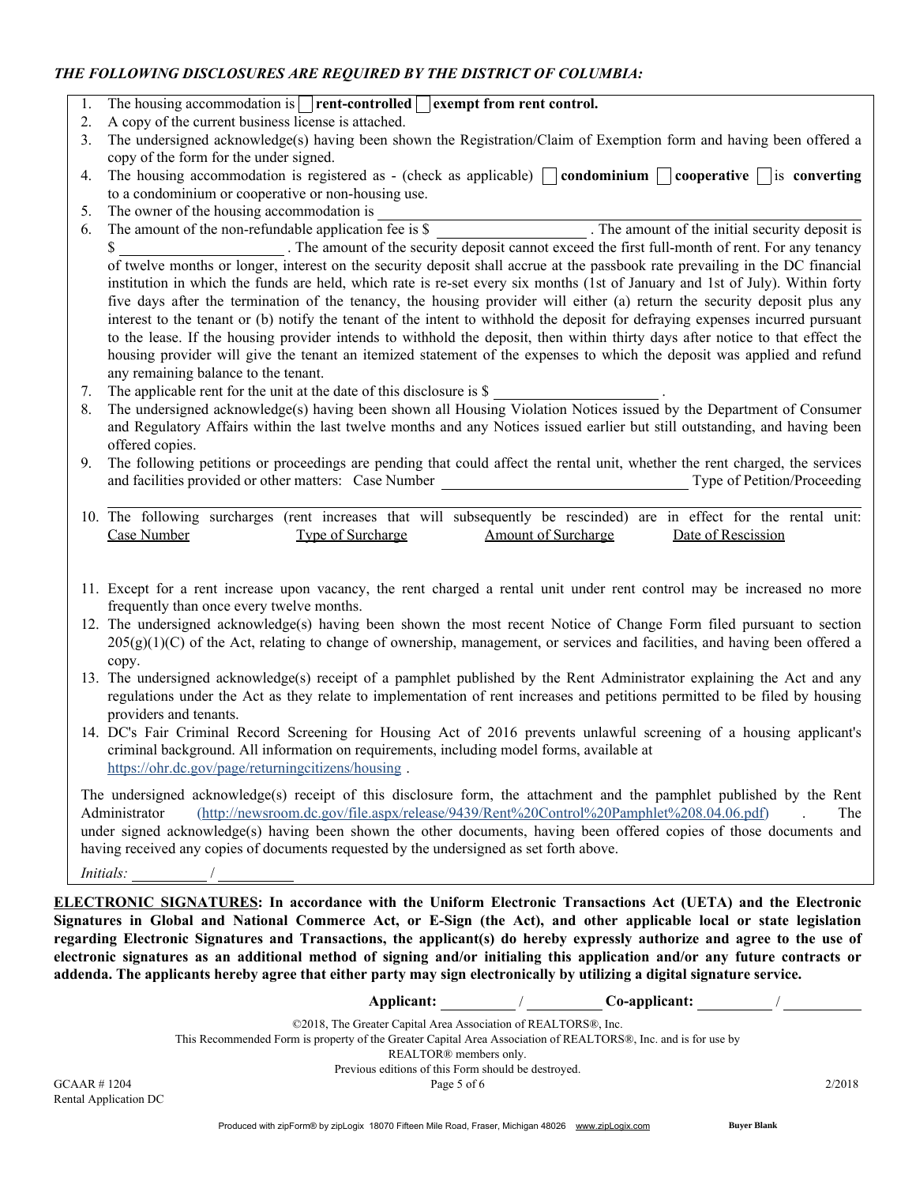***THE FOLLOWING DISCLOSURES ARE REQUIRED BY THE DISTRICT OF COLUMBIA:***

1. The housing accommodation is ☐ **rent-controlled** ☐ **exempt from rent control.**
2. A copy of the current business license is attached.
3. The undersigned acknowledge(s) having been shown the Registration/Claim of Exemption form and having been offered a copy of the form for the under signed.
4. The housing accommodation is registered as - (check as applicable) ☐ **condominium** ☐ **cooperative** ☐ is **converting** to a condominium or cooperative or non-housing use.
5. The owner of the housing accommodation is ____________________
6. The amount of the non-refundable application fee is $ ____________. The amount of the initial security deposit is $ ____________. The amount of the security deposit cannot exceed the first full-month of rent. For any tenancy of twelve months or longer, interest on the security deposit shall accrue at the passbook rate prevailing in the DC financial institution in which the funds are held, which rate is re-set every six months (1st of January and 1st of July). Within forty five days after the termination of the tenancy, the housing provider will either (a) return the security deposit plus any interest to the tenant or (b) notify the tenant of the intent to withhold the deposit for defraying expenses incurred pursuant to the lease. If the housing provider intends to withhold the deposit, then within thirty days after notice to that effect the housing provider will give the tenant an itemized statement of the expenses to which the deposit was applied and refund any remaining balance to the tenant.
7. The applicable rent for the unit at the date of this disclosure is $ ____________.
8. The undersigned acknowledge(s) having been shown all Housing Violation Notices issued by the Department of Consumer and Regulatory Affairs within the last twelve months and any Notices issued earlier but still outstanding, and having been offered copies.
9. The following petitions or proceedings are pending that could affect the rental unit, whether the rent charged, the services and facilities provided or other matters: Case Number ____________________ Type of Petition/Proceeding ____________________
10. The following surcharges (rent increases that will subsequently be rescinded) are in effect for the rental unit: Case Number Type of Surcharge Amount of Surcharge Date of Rescission
11. Except for a rent increase upon vacancy, the rent charged a rental unit under rent control may be increased no more frequently than once every twelve months.
12. The undersigned acknowledge(s) having been shown the most recent Notice of Change Form filed pursuant to section 205(g)(1)(C) of the Act, relating to change of ownership, management, or services and facilities, and having been offered a copy.
13. The undersigned acknowledge(s) receipt of a pamphlet published by the Rent Administrator explaining the Act and any regulations under the Act as they relate to implementation of rent increases and petitions permitted to be filed by housing providers and tenants.
14. DC's Fair Criminal Record Screening for Housing Act of 2016 prevents unlawful screening of a housing applicant's criminal background. All information on requirements, including model forms, available at https://ohr.dc.gov/page/returningcitizens/housing .

The undersigned acknowledge(s) receipt of this disclosure form, the attachment and the pamphlet published by the Rent Administrator (http://newsroom.dc.gov/file.aspx/release/9439/Rent%20Control%20Pamphlet%208.04.06.pdf) . The under signed acknowledge(s) having been shown the other documents, having been offered copies of those documents and having received any copies of documents requested by the undersigned as set forth above.

*Initials:* ________ / ________

**<u>ELECTRONIC SIGNATURES</u>: In accordance with the Uniform Electronic Transactions Act (UETA) and the Electronic Signatures in Global and National Commerce Act, or E-Sign (the Act), and other applicable local or state legislation regarding Electronic Signatures and Transactions, the applicant(s) do hereby expressly authorize and agree to the use of electronic signatures as an additional method of signing and/or initialing this application and/or any future contracts or addenda. The applicants hereby agree that either party may sign electronically by utilizing a digital signature service.**

**Applicant:** ________ / ________ **Co-applicant:** ________ / ________

©2018, The Greater Capital Area Association of REALTORS®, Inc.
This Recommended Form is property of the Greater Capital Area Association of REALTORS®, Inc. and is for use by REALTOR® members only.
Previous editions of this Form should be destroyed.

GCAAR # 1204
Rental Application DC
2/2018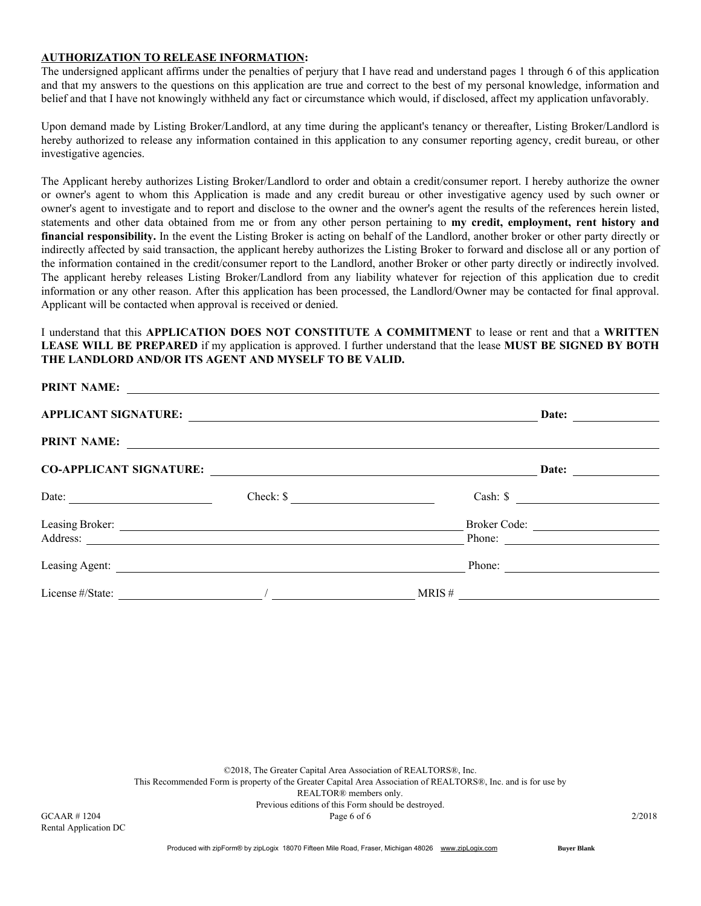**AUTHORIZATION TO RELEASE INFORMATION:**

The undersigned applicant affirms under the penalties of perjury that I have read and understand pages 1 through 6 of this application and that my answers to the questions on this application are true and correct to the best of my personal knowledge, information and belief and that I have not knowingly withheld any fact or circumstance which would, if disclosed, affect my application unfavorably.

Upon demand made by Listing Broker/Landlord, at any time during the applicant's tenancy or thereafter, Listing Broker/Landlord is hereby authorized to release any information contained in this application to any consumer reporting agency, credit bureau, or other investigative agencies.

The Applicant hereby authorizes Listing Broker/Landlord to order and obtain a credit/consumer report. I hereby authorize the owner or owner's agent to whom this Application is made and any credit bureau or other investigative agency used by such owner or owner's agent to investigate and to report and disclose to the owner and the owner's agent the results of the references herein listed, statements and other data obtained from me or from any other person pertaining to **my credit, employment, rent history and financial responsibility.** In the event the Listing Broker is acting on behalf of the Landlord, another broker or other party directly or indirectly affected by said transaction, the applicant hereby authorizes the Listing Broker to forward and disclose all or any portion of the information contained in the credit/consumer report to the Landlord, another Broker or other party directly or indirectly involved. The applicant hereby releases Listing Broker/Landlord from any liability whatever for rejection of this application due to credit information or any other reason. After this application has been processed, the Landlord/Owner may be contacted for final approval. Applicant will be contacted when approval is received or denied.

I understand that this **APPLICATION DOES NOT CONSTITUTE A COMMITMENT** to lease or rent and that a **WRITTEN LEASE WILL BE PREPARED** if my application is approved. I further understand that the lease **MUST BE SIGNED BY BOTH THE LANDLORD AND/OR ITS AGENT AND MYSELF TO BE VALID.**

**PRINT NAME:** ______________________________________________

**APPLICANT SIGNATURE:** ______________________________________ **Date:** ____________

**PRINT NAME:** ______________________________________________

**CO-APPLICANT SIGNATURE:** ___________________________________ **Date:** ____________

Date: ________________ Check: $ ________________ Cash: $ ________________

Leasing Broker: ______________________________________ Broker Code: ________________
Address: ____________________________________________ Phone: ________________

Leasing Agent: _______________________________________ Phone: ________________

License #/State: ________________ / ________________ MRIS # ________________

©2018, The Greater Capital Area Association of REALTORS®, Inc.
This Recommended Form is property of the Greater Capital Area Association of REALTORS®, Inc. and is for use by REALTOR® members only.
Previous editions of this Form should be destroyed.

GCAAR # 1204
Rental Application DC
2/2018

Produced with zipForm® by zipLogix 18070 Fifteen Mile Road, Fraser, Michigan 48026 www.zipLogix.com Buyer Blank